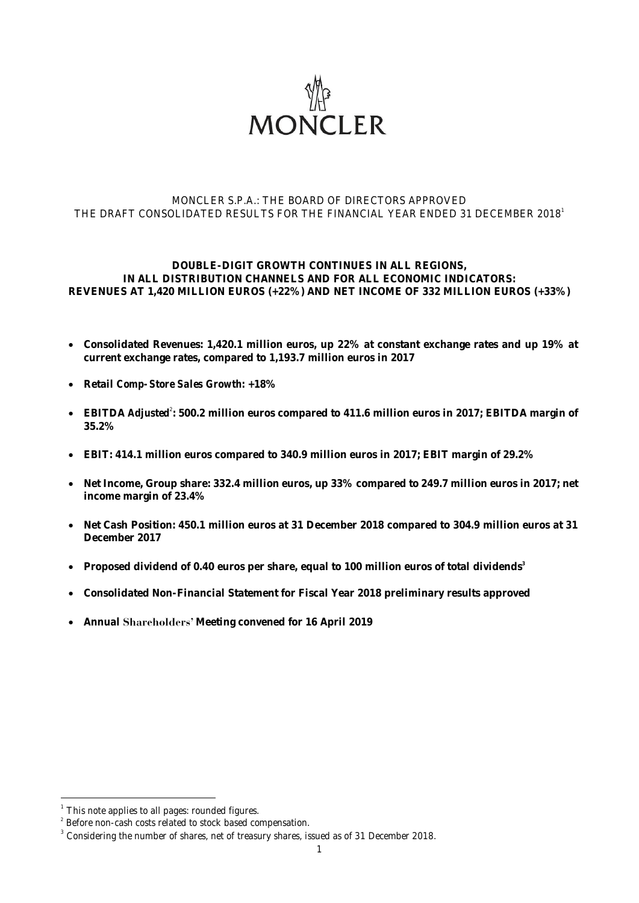MONCLER

MONCLER S.P.A.: THE BOARD OF DIRECTORS APPROVED
THE DRAFT CONSOLIDATED RESULTS FOR THE FINANCIAL YEAR ENDED 31 DECEMBER 2018[1]

**DOUBLE-DIGIT GROWTH CONTINUES IN ALL REGIONS,
IN ALL DISTRIBUTION CHANNELS AND FOR ALL ECONOMIC INDICATORS:
REVENUES AT 1,420 MILLION EUROS (+22%) AND NET INCOME OF 332 MILLION EUROS (+33%)**

- **Consolidated Revenues: 1,420.1 million euros, up 22% at constant exchange rates and up 19% at current exchange rates, compared to 1,193.7 million euros in 2017**
- **Retail Comp-Store Sales Growth: +18%**
- **EBITDA Adjusted[2]: 500.2 million euros compared to 411.6 million euros in 2017; EBITDA margin of 35.2%**
- **EBIT: 414.1 million euros compared to 340.9 million euros in 2017; EBIT margin of 29.2%**
- **Net Income, Group share: 332.4 million euros, up 33% compared to 249.7 million euros in 2017; net income margin of 23.4%**
- **Net Cash Position: 450.1 million euros at 31 December 2018 compared to 304.9 million euros at 31 December 2017**
- **Proposed dividend of 0.40 euros per share, equal to 100 million euros of total dividends[3]**
- **Consolidated Non-Financial Statement for Fiscal Year 2018 preliminary results approved**
- **Annual Shareholders' Meeting convened for 16 April 2019**

---

[1] This note applies to all pages: rounded figures.
[2] Before non-cash costs related to stock based compensation.
[3] Considering the number of shares, net of treasury shares, issued as of 31 December 2018.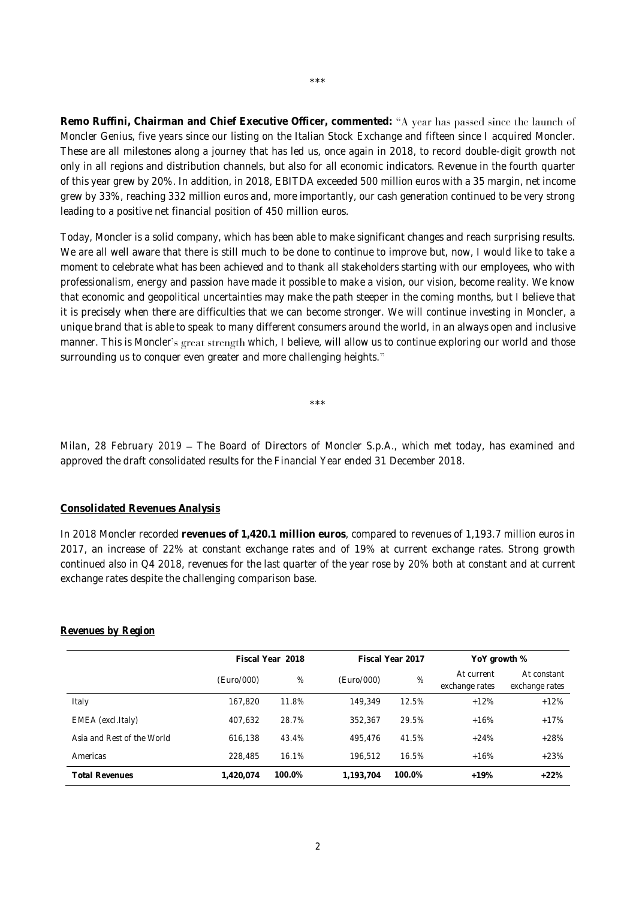\*\*\*

**Remo Ruffini, Chairman and Chief Executive Officer, commented:** "A year has passed since the launch of Moncler Genius, five years since our listing on the Italian Stock Exchange and fifteen since I acquired Moncler. These are all milestones along a journey that has led us, once again in 2018, to record double-digit growth not only in all regions and distribution channels, but also for all economic indicators. Revenue in the fourth quarter of this year grew by 20%. In addition, in 2018, EBITDA exceeded 500 million euros with a 35 margin, net income grew by 33%, reaching 332 million euros and, more importantly, our cash generation continued to be very strong leading to a positive net financial position of 450 million euros.

Today, Moncler is a solid company, which has been able to make significant changes and reach surprising results. We are all well aware that there is still much to be done to continue to improve but, now, I would like to take a moment to celebrate what has been achieved and to thank all stakeholders starting with our employees, who with professionalism, energy and passion have made it possible to make a vision, our vision, become reality. We know that economic and geopolitical uncertainties may make the path steeper in the coming months, but I believe that it is precisely when there are difficulties that we can become stronger. We will continue investing in Moncler, a unique brand that is able to speak to many different consumers around the world, in an always open and inclusive manner. This is Moncler's great strength which, I believe, will allow us to continue exploring our world and those surrounding us to conquer even greater and more challenging heights."

\*\*\*

*Milan, 28 February 2019* – The Board of Directors of Moncler S.p.A., which met today, has examined and approved the draft consolidated results for the Financial Year ended 31 December 2018.

## Consolidated Revenues Analysis

In 2018 Moncler recorded **revenues of 1,420.1 million euros**, compared to revenues of 1,193.7 million euros in 2017, an increase of 22% at constant exchange rates and of 19% at current exchange rates. Strong growth continued also in Q4 2018, revenues for the last quarter of the year rose by 20% both at constant and at current exchange rates despite the challenging comparison base.

## Revenues by Region

| | Fiscal Year 2018 | | Fiscal Year 2017 | | YoY growth % | |
|---|---|---|---|---|---|---|
| | (Euro/000) | % | (Euro/000) | % | At current exchange rates | At constant exchange rates |
| Italy | 167,820 | 11.8% | 149,349 | 12.5% | +12% | +12% |
| EMEA (excl.Italy) | 407,632 | 28.7% | 352,367 | 29.5% | +16% | +17% |
| Asia and Rest of the World | 616,138 | 43.4% | 495,476 | 41.5% | +24% | +28% |
| Americas | 228,485 | 16.1% | 196,512 | 16.5% | +16% | +23% |
| **Total Revenues** | **1,420,074** | **100.0%** | **1,193,704** | **100.0%** | **+19%** | **+22%** |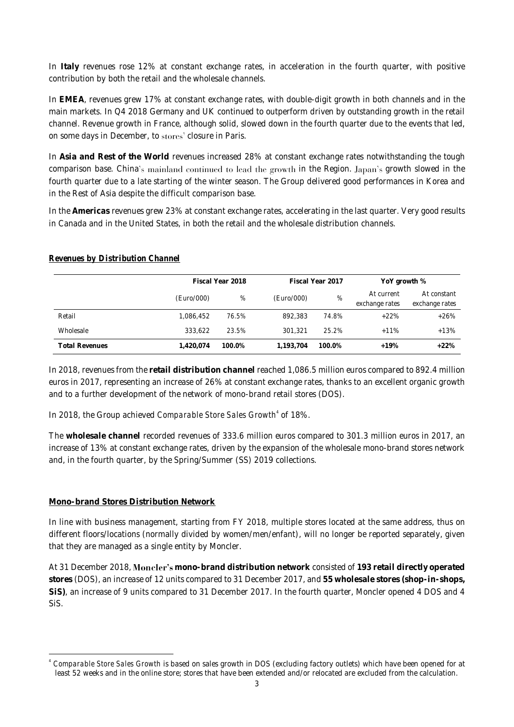In **Italy** revenues rose 12% at constant exchange rates, in acceleration in the fourth quarter, with positive contribution by both the retail and the wholesale channels.

In **EMEA**, revenues grew 17% at constant exchange rates, with double-digit growth in both channels and in the main markets. In Q4 2018 Germany and UK continued to outperform driven by outstanding growth in the retail channel. Revenue growth in France, although solid, slowed down in the fourth quarter due to the events that led, on some days in December, to stores' closure in Paris.

In **Asia and Rest of the World** revenues increased 28% at constant exchange rates notwithstanding the tough comparison base. China's mainland continued to lead the growth in the Region. Japan's growth slowed in the fourth quarter due to a late starting of the winter season. The Group delivered good performances in Korea and in the Rest of Asia despite the difficult comparison base.

In the **Americas** revenues grew 23% at constant exchange rates, accelerating in the last quarter. Very good results in Canada and in the United States, in both the retail and the wholesale distribution channels.

***Revenues by Distribution Channel***

| | Fiscal Year 2018 | | Fiscal Year 2017 | | YoY growth % | |
|---|---|---|---|---|---|---|
| | (Euro/000) | % | (Euro/000) | % | At current exchange rates | At constant exchange rates |
| Retail | 1,086,452 | 76.5% | 892,383 | 74.8% | +22% | +26% |
| Wholesale | 333,622 | 23.5% | 301,321 | 25.2% | +11% | +13% |
| **Total Revenues** | **1,420,074** | **100.0%** | **1,193,704** | **100.0%** | **+19%** | **+22%** |

In 2018, revenues from the **retail distribution channel** reached 1,086.5 million euros compared to 892.4 million euros in 2017, representing an increase of 26% at constant exchange rates, thanks to an excellent organic growth and to a further development of the network of mono-brand retail stores (DOS).

In 2018, the Group achieved *Comparable Store Sales Growth*[4] of 18%.

The **wholesale channel** recorded revenues of 333.6 million euros compared to 301.3 million euros in 2017, an increase of 13% at constant exchange rates, driven by the expansion of the wholesale mono-brand stores network and, in the fourth quarter, by the Spring/Summer (SS) 2019 collections.

**Mono-brand Stores Distribution Network**

In line with business management, starting from FY 2018, multiple stores located at the same address, thus on different floors/locations (normally divided by women/men/enfant), will no longer be reported separately, given that they are managed as a single entity by Moncler.

At 31 December 2018, Moncler's **mono-brand distribution network** consisted of **193 retail directly operated stores** (DOS), an increase of 12 units compared to 31 December 2017, and **55 wholesale stores (shop-in-shops, SiS)**, an increase of 9 units compared to 31 December 2017. In the fourth quarter, Moncler opened 4 DOS and 4 SiS.

[4] *Comparable Store Sales Growth* is based on sales growth in DOS (excluding factory outlets) which have been opened for at least 52 weeks and in the online store; stores that have been extended and/or relocated are excluded from the calculation.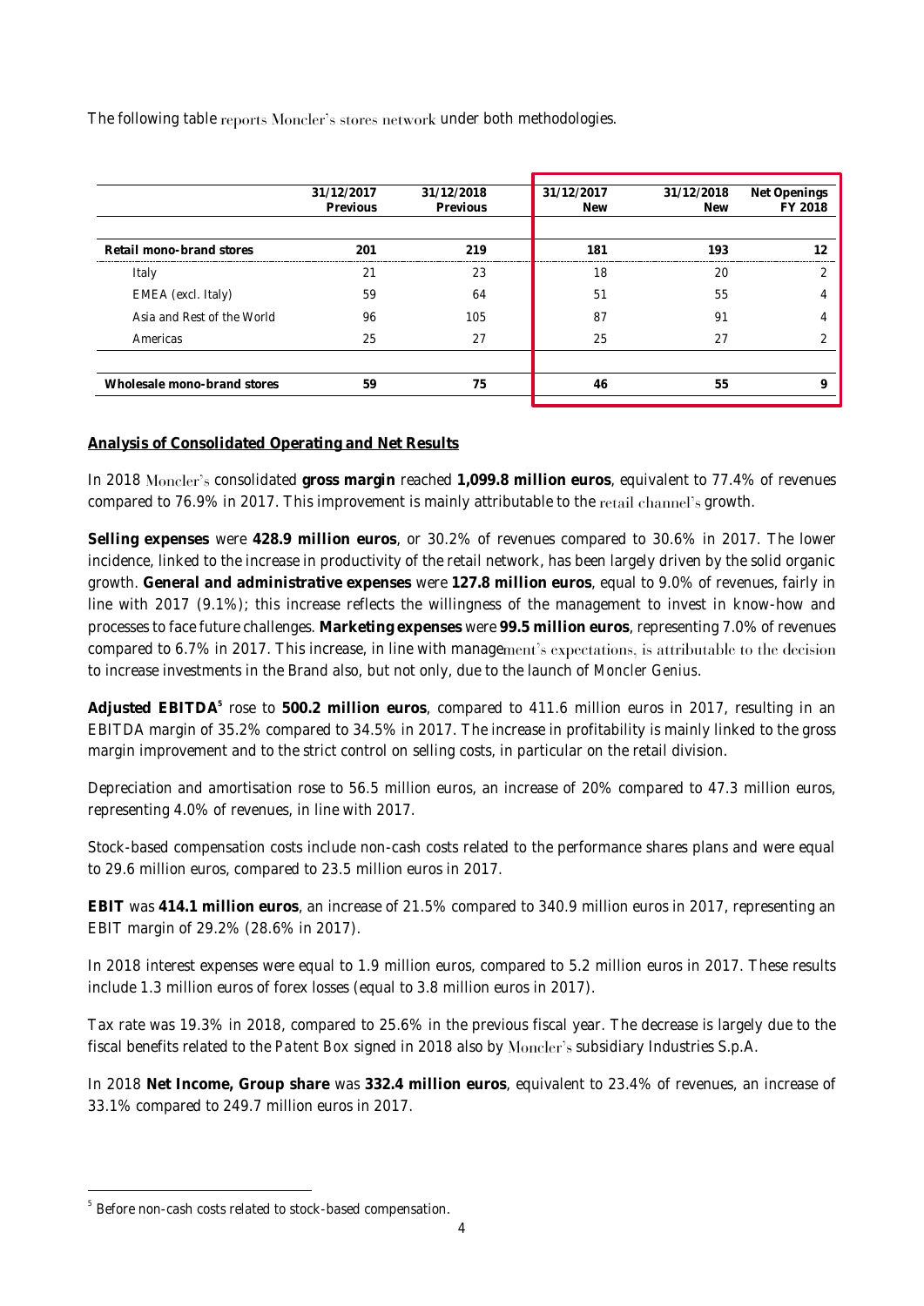The following table reports Moncler's stores network under both methodologies.

| | 31/12/2017 Previous | 31/12/2018 Previous | 31/12/2017 New | 31/12/2018 New | Net Openings FY 2018 |
|---|---|---|---|---|---|
| **Retail mono-brand stores** | **201** | **219** | **181** | **193** | **12** |
| Italy | 21 | 23 | 18 | 20 | 2 |
| EMEA (excl. Italy) | 59 | 64 | 51 | 55 | 4 |
| Asia and Rest of the World | 96 | 105 | 87 | 91 | 4 |
| Americas | 25 | 27 | 25 | 27 | 2 |
| **Wholesale mono-brand stores** | **59** | **75** | **46** | **55** | **9** |

**Analysis of Consolidated Operating and Net Results**

In 2018 Moncler's consolidated **gross margin** reached **1,099.8 million euros**, equivalent to 77.4% of revenues compared to 76.9% in 2017. This improvement is mainly attributable to the retail channel's growth.

**Selling expenses** were **428.9 million euros**, or 30.2% of revenues compared to 30.6% in 2017. The lower incidence, linked to the increase in productivity of the retail network, has been largely driven by the solid organic growth. **General and administrative expenses** were **127.8 million euros**, equal to 9.0% of revenues, fairly in line with 2017 (9.1%); this increase reflects the willingness of the management to invest in know-how and processes to face future challenges. **Marketing expenses** were **99.5 million euros**, representing 7.0% of revenues compared to 6.7% in 2017. This increase, in line with management's expectations, is attributable to the decision to increase investments in the Brand also, but not only, due to the launch of *Moncler Genius*.

**Adjusted EBITDA**[5] rose to **500.2 million euros**, compared to 411.6 million euros in 2017, resulting in an EBITDA margin of 35.2% compared to 34.5% in 2017. The increase in profitability is mainly linked to the gross margin improvement and to the strict control on selling costs, in particular on the retail division.

Depreciation and amortisation rose to 56.5 million euros, an increase of 20% compared to 47.3 million euros, representing 4.0% of revenues, in line with 2017.

Stock-based compensation costs include non-cash costs related to the performance shares plans and were equal to 29.6 million euros, compared to 23.5 million euros in 2017.

**EBIT** was **414.1 million euros**, an increase of 21.5% compared to 340.9 million euros in 2017, representing an EBIT margin of 29.2% (28.6% in 2017).

In 2018 interest expenses were equal to 1.9 million euros, compared to 5.2 million euros in 2017. These results include 1.3 million euros of forex losses (equal to 3.8 million euros in 2017).

Tax rate was 19.3% in 2018, compared to 25.6% in the previous fiscal year. The decrease is largely due to the fiscal benefits related to the *Patent Box* signed in 2018 also by Moncler's subsidiary Industries S.p.A.

In 2018 **Net Income, Group share** was **332.4 million euros**, equivalent to 23.4% of revenues, an increase of 33.1% compared to 249.7 million euros in 2017.

[5] Before non-cash costs related to stock-based compensation.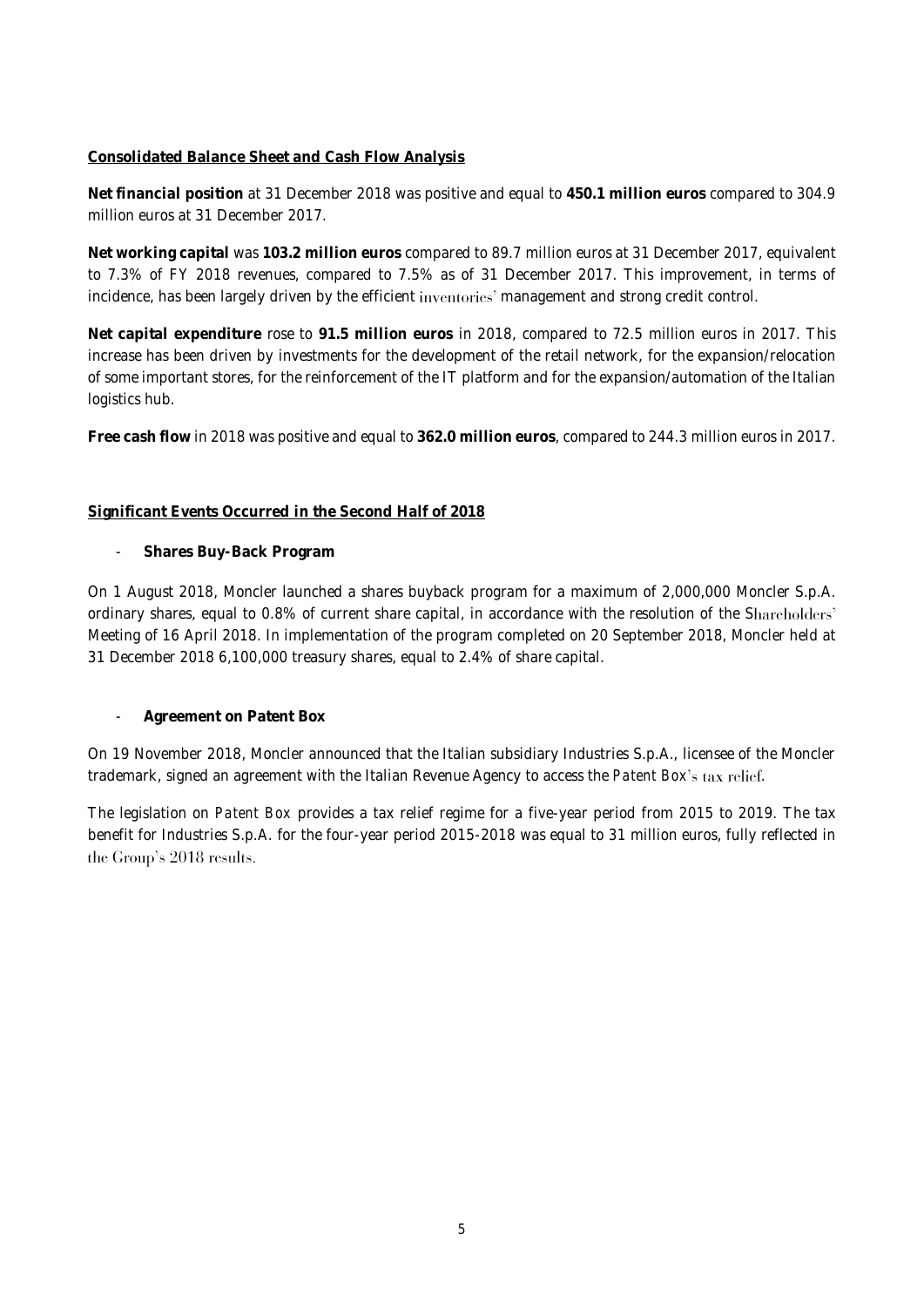**Consolidated Balance Sheet and Cash Flow Analysis**

**Net financial position** at 31 December 2018 was positive and equal to **450.1 million euros** compared to 304.9 million euros at 31 December 2017.

**Net working capital** was **103.2 million euros** compared to 89.7 million euros at 31 December 2017, equivalent to 7.3% of FY 2018 revenues, compared to 7.5% as of 31 December 2017. This improvement, in terms of incidence, has been largely driven by the efficient inventories' management and strong credit control.

**Net capital expenditure** rose to **91.5 million euros** in 2018, compared to 72.5 million euros in 2017. This increase has been driven by investments for the development of the retail network, for the expansion/relocation of some important stores, for the reinforcement of the IT platform and for the expansion/automation of the Italian logistics hub.

**Free cash flow** in 2018 was positive and equal to **362.0 million euros**, compared to 244.3 million euros in 2017.

**Significant Events Occurred in the Second Half of 2018**

- **Shares Buy-Back Program**

On 1 August 2018, Moncler launched a shares buyback program for a maximum of 2,000,000 Moncler S.p.A. ordinary shares, equal to 0.8% of current share capital, in accordance with the resolution of the Shareholders' Meeting of 16 April 2018. In implementation of the program completed on 20 September 2018, Moncler held at 31 December 2018 6,100,000 treasury shares, equal to 2.4% of share capital.

- **Agreement on Patent Box**

On 19 November 2018, Moncler announced that the Italian subsidiary Industries S.p.A., licensee of the Moncler trademark, signed an agreement with the Italian Revenue Agency to access the *Patent Box*'s tax relief.

The legislation on *Patent Box* provides a tax relief regime for a five-year period from 2015 to 2019. The tax benefit for Industries S.p.A. for the four-year period 2015-2018 was equal to 31 million euros, fully reflected in the Group's 2018 results.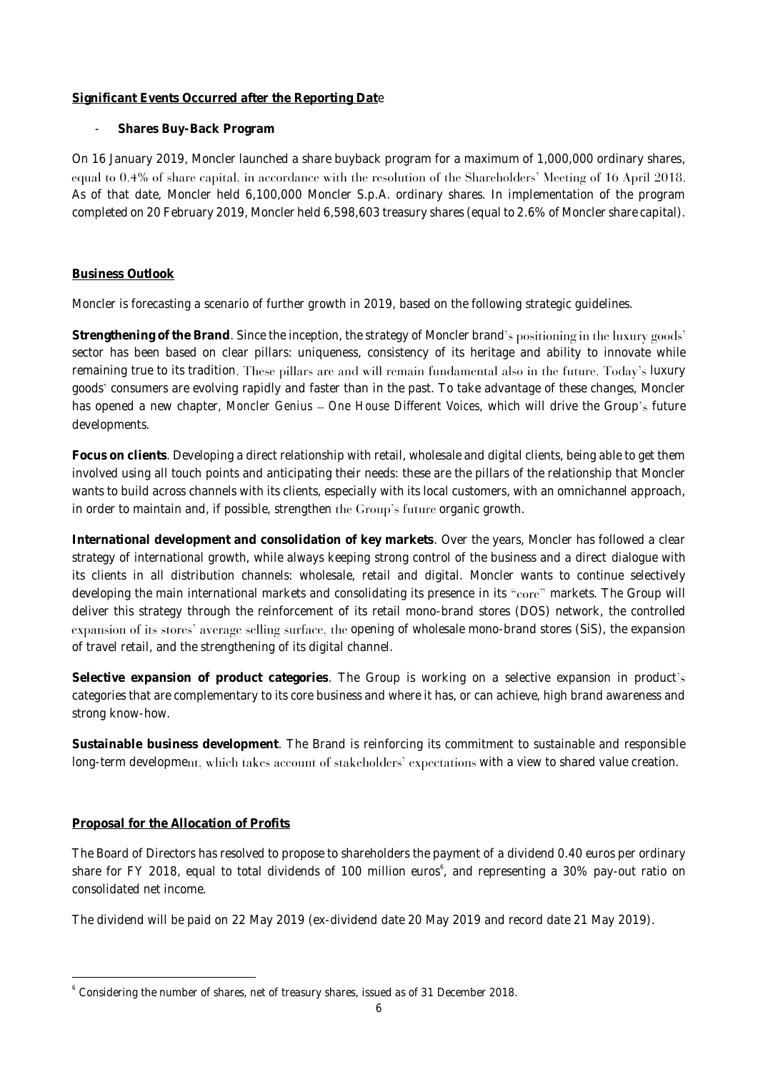## Significant Events Occurred after the Reporting Date

- **Shares Buy-Back Program**

On 16 January 2019, Moncler launched a share buyback program for a maximum of 1,000,000 ordinary shares, equal to 0.4% of share capital, in accordance with the resolution of the Shareholders' Meeting of 16 April 2018. As of that date, Moncler held 6,100,000 Moncler S.p.A. ordinary shares. In implementation of the program completed on 20 February 2019, Moncler held 6,598,603 treasury shares (equal to 2.6% of Moncler share capital).

## Business Outlook

Moncler is forecasting a scenario of further growth in 2019, based on the following strategic guidelines.

**Strengthening of the Brand**. Since the inception, the strategy of Moncler brand's positioning in the luxury goods' sector has been based on clear pillars: uniqueness, consistency of its heritage and ability to innovate while remaining true to its tradition. These pillars are and will remain fundamental also in the future. Today's luxury goods' consumers are evolving rapidly and faster than in the past. To take advantage of these changes, Moncler has opened a new chapter, *Moncler Genius – One House Different Voices*, which will drive the Group's future developments.

**Focus on clients**. Developing a direct relationship with retail, wholesale and digital clients, being able to get them involved using all touch points and anticipating their needs: these are the pillars of the relationship that Moncler wants to build across channels with its clients, especially with its local customers, with an omnichannel approach, in order to maintain and, if possible, strengthen the Group's future organic growth.

**International development and consolidation of key markets**. Over the years, Moncler has followed a clear strategy of international growth, while always keeping strong control of the business and a direct dialogue with its clients in all distribution channels: wholesale, retail and digital. Moncler wants to continue selectively developing the main international markets and consolidating its presence in its "core" markets. The Group will deliver this strategy through the reinforcement of its retail mono-brand stores (DOS) network, the controlled expansion of its stores' average selling surface, the opening of wholesale mono-brand stores (SiS), the expansion of travel retail, and the strengthening of its digital channel.

**Selective expansion of product categories**. The Group is working on a selective expansion in product's categories that are complementary to its core business and where it has, or can achieve, high brand awareness and strong know-how.

**Sustainable business development**. The Brand is reinforcing its commitment to sustainable and responsible long-term development, which takes account of stakeholders' expectations with a view to shared value creation.

## Proposal for the Allocation of Profits

The Board of Directors has resolved to propose to shareholders the payment of a dividend 0.40 euros per ordinary share for FY 2018, equal to total dividends of 100 million euros[6], and representing a 30% pay-out ratio on consolidated net income.

The dividend will be paid on 22 May 2019 (ex-dividend date 20 May 2019 and record date 21 May 2019).

[6] Considering the number of shares, net of treasury shares, issued as of 31 December 2018.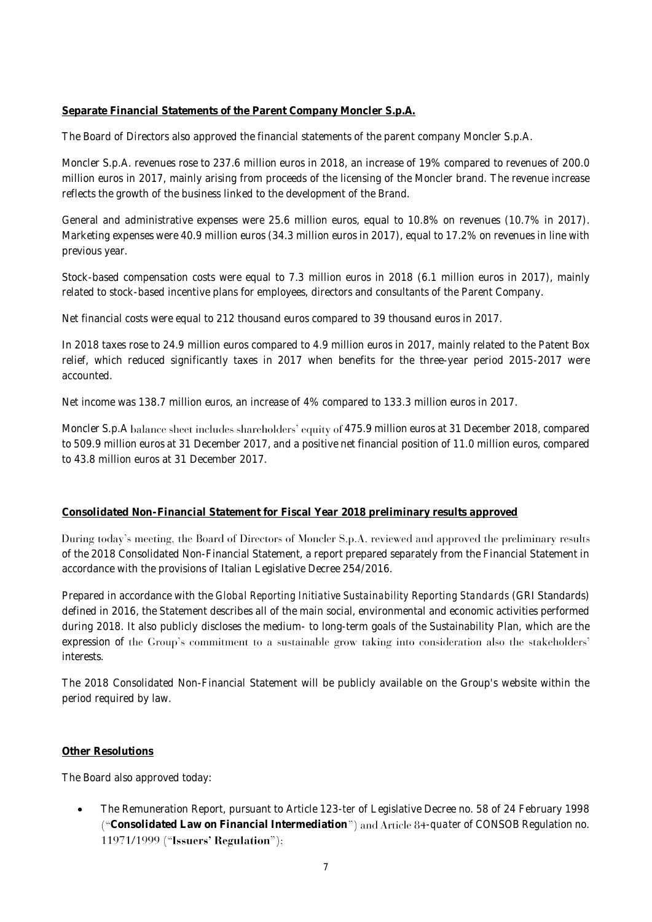**Separate Financial Statements of the Parent Company Moncler S.p.A.**

The Board of Directors also approved the financial statements of the parent company Moncler S.p.A.

Moncler S.p.A. revenues rose to 237.6 million euros in 2018, an increase of 19% compared to revenues of 200.0 million euros in 2017, mainly arising from proceeds of the licensing of the Moncler brand. The revenue increase reflects the growth of the business linked to the development of the Brand.

General and administrative expenses were 25.6 million euros, equal to 10.8% on revenues (10.7% in 2017). Marketing expenses were 40.9 million euros (34.3 million euros in 2017), equal to 17.2% on revenues in line with previous year.

Stock-based compensation costs were equal to 7.3 million euros in 2018 (6.1 million euros in 2017), mainly related to stock-based incentive plans for employees, directors and consultants of the Parent Company.

Net financial costs were equal to 212 thousand euros compared to 39 thousand euros in 2017.

In 2018 taxes rose to 24.9 million euros compared to 4.9 million euros in 2017, mainly related to the Patent Box relief, which reduced significantly taxes in 2017 when benefits for the three-year period 2015-2017 were accounted.

Net income was 138.7 million euros, an increase of 4% compared to 133.3 million euros in 2017.

Moncler S.p.A balance sheet includes shareholders' equity of 475.9 million euros at 31 December 2018, compared to 509.9 million euros at 31 December 2017, and a positive net financial position of 11.0 million euros, compared to 43.8 million euros at 31 December 2017.

**Consolidated Non-Financial Statement for Fiscal Year 2018 preliminary results approved**

During today's meeting, the Board of Directors of Moncler S.p.A. reviewed and approved the preliminary results of the 2018 Consolidated Non-Financial Statement, a report prepared separately from the Financial Statement in accordance with the provisions of Italian Legislative Decree 254/2016.

Prepared in accordance with the *Global Reporting Initiative Sustainability Reporting Standards* (GRI Standards) defined in 2016, the Statement describes all of the main social, environmental and economic activities performed during 2018. It also publicly discloses the medium- to long-term goals of the Sustainability Plan, which are the expression of the Group's commitment to a sustainable grow taking into consideration also the stakeholders' interests.

The 2018 Consolidated Non-Financial Statement will be publicly available on the Group's website within the period required by law.

**Other Resolutions**

The Board also approved today:

- The Remuneration Report, pursuant to Article 123-*ter* of Legislative Decree no. 58 of 24 February 1998 ("**Consolidated Law on Financial Intermediation**") and Article 84-*quater* of CONSOB Regulation no. 11971/1999 ("**Issuers' Regulation**");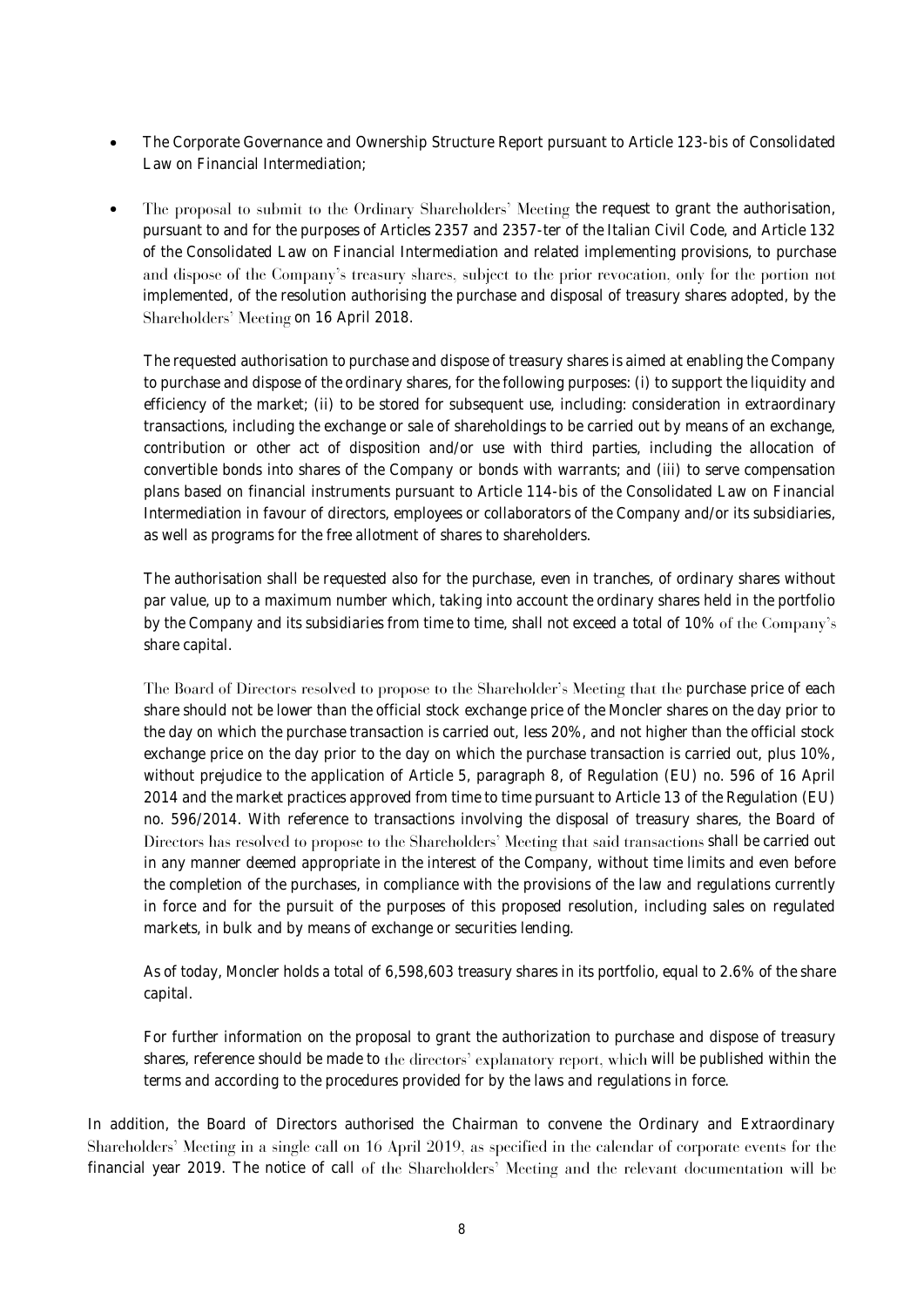- The Corporate Governance and Ownership Structure Report pursuant to Article 123-*bis* of Consolidated Law on Financial Intermediation;

- The proposal to submit to the Ordinary Shareholders' Meeting the request to grant the authorisation, pursuant to and for the purposes of Articles 2357 and 2357-ter of the Italian Civil Code, and Article 132 of the Consolidated Law on Financial Intermediation and related implementing provisions, to purchase and dispose of the Company's treasury shares, subject to the prior revocation, only for the portion not implemented, of the resolution authorising the purchase and disposal of treasury shares adopted, by the Shareholders' Meeting on 16 April 2018.

  The requested authorisation to purchase and dispose of treasury shares is aimed at enabling the Company to purchase and dispose of the ordinary shares, for the following purposes: (i) to support the liquidity and efficiency of the market; (ii) to be stored for subsequent use, including: consideration in extraordinary transactions, including the exchange or sale of shareholdings to be carried out by means of an exchange, contribution or other act of disposition and/or use with third parties, including the allocation of convertible bonds into shares of the Company or bonds with warrants; and (iii) to serve compensation plans based on financial instruments pursuant to Article 114-*bis* of the Consolidated Law on Financial Intermediation in favour of directors, employees or collaborators of the Company and/or its subsidiaries, as well as programs for the free allotment of shares to shareholders.

  The authorisation shall be requested also for the purchase, even in tranches, of ordinary shares without par value, up to a maximum number which, taking into account the ordinary shares held in the portfolio by the Company and its subsidiaries from time to time, shall not exceed a total of 10% of the Company's share capital.

  The Board of Directors resolved to propose to the Shareholder's Meeting that the purchase price of each share should not be lower than the official stock exchange price of the Moncler shares on the day prior to the day on which the purchase transaction is carried out, less 20%, and not higher than the official stock exchange price on the day prior to the day on which the purchase transaction is carried out, plus 10%, without prejudice to the application of Article 5, paragraph 8, of Regulation (EU) no. 596 of 16 April 2014 and the market practices approved from time to time pursuant to Article 13 of the Regulation (EU) no. 596/2014. With reference to transactions involving the disposal of treasury shares, the Board of Directors has resolved to propose to the Shareholders' Meeting that said transactions shall be carried out in any manner deemed appropriate in the interest of the Company, without time limits and even before the completion of the purchases, in compliance with the provisions of the law and regulations currently in force and for the pursuit of the purposes of this proposed resolution, including sales on regulated markets, in bulk and by means of exchange or securities lending.

  As of today, Moncler holds a total of 6,598,603 treasury shares in its portfolio, equal to 2.6% of the share capital.

  For further information on the proposal to grant the authorization to purchase and dispose of treasury shares, reference should be made to the directors' explanatory report, which will be published within the terms and according to the procedures provided for by the laws and regulations in force.

In addition, the Board of Directors authorised the Chairman to convene the Ordinary and Extraordinary Shareholders' Meeting in a single call on 16 April 2019, as specified in the calendar of corporate events for the financial year 2019. The notice of call of the Shareholders' Meeting and the relevant documentation will be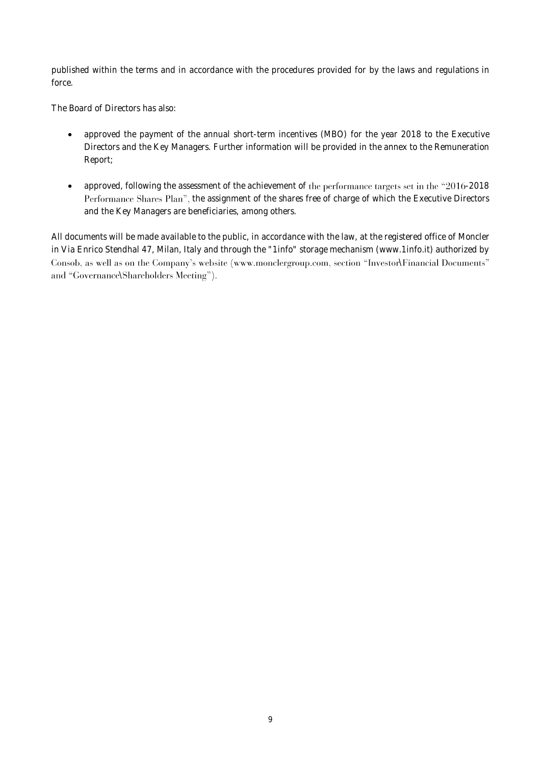published within the terms and in accordance with the procedures provided for by the laws and regulations in force.

The Board of Directors has also:

- approved the payment of the annual short-term incentives (MBO) for the year 2018 to the Executive Directors and the Key Managers. Further information will be provided in the annex to the Remuneration Report;
- approved, following the assessment of the achievement of the performance targets set in the "2016-2018 Performance Shares Plan", the assignment of the shares free of charge of which the Executive Directors and the Key Managers are beneficiaries, among others.

All documents will be made available to the public, in accordance with the law, at the registered office of Moncler in Via Enrico Stendhal 47, Milan, Italy and through the "1info" storage mechanism (www.1info.it) authorized by Consob, as well as on the Company's website (www.monclergroup.com, section "Investor\Financial Documents" and "Governance\Shareholders Meeting").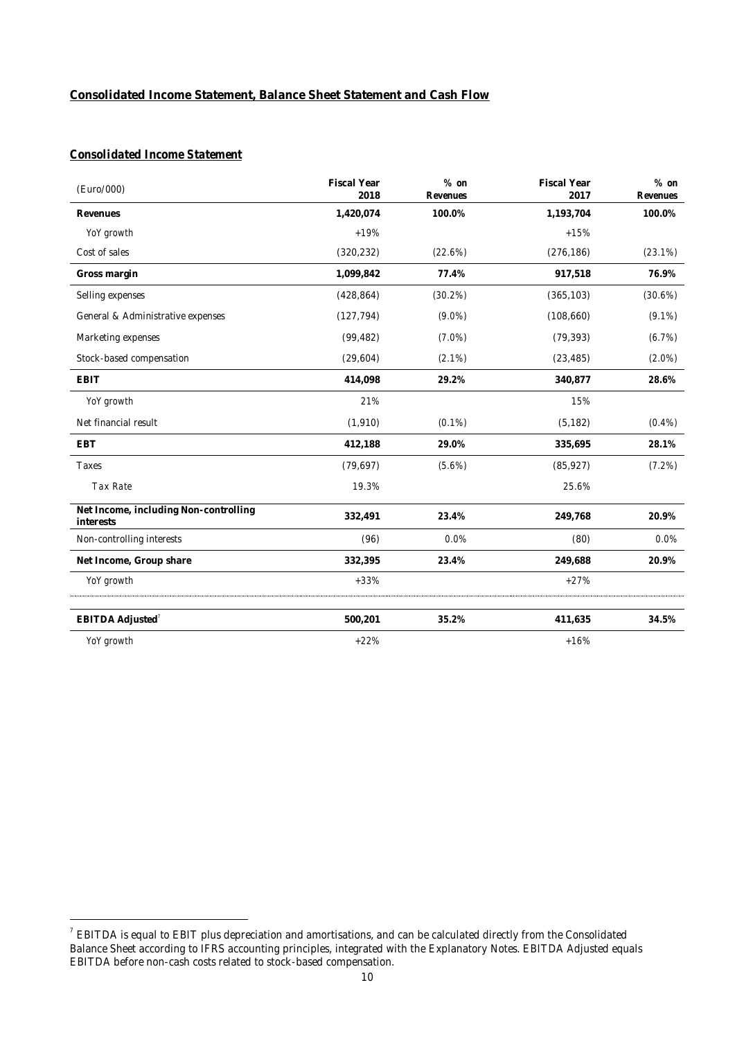## Consolidated Income Statement, Balance Sheet Statement and Cash Flow

### Consolidated Income Statement

| (Euro/000) | Fiscal Year 2018 | % on Revenues | Fiscal Year 2017 | % on Revenues |
|---|---|---|---|---|
| **Revenues** | **1,420,074** | **100.0%** | **1,193,704** | **100.0%** |
| YoY growth | +19% | | +15% | |
| Cost of sales | (320,232) | (22.6%) | (276,186) | (23.1%) |
| **Gross margin** | **1,099,842** | **77.4%** | **917,518** | **76.9%** |
| Selling expenses | (428,864) | (30.2%) | (365,103) | (30.6%) |
| General & Administrative expenses | (127,794) | (9.0%) | (108,660) | (9.1%) |
| Marketing expenses | (99,482) | (7.0%) | (79,393) | (6.7%) |
| Stock-based compensation | (29,604) | (2.1%) | (23,485) | (2.0%) |
| **EBIT** | **414,098** | **29.2%** | **340,877** | **28.6%** |
| YoY growth | 21% | | 15% | |
| Net financial result | (1,910) | (0.1%) | (5,182) | (0.4%) |
| **EBT** | **412,188** | **29.0%** | **335,695** | **28.1%** |
| Taxes | (79,697) | (5.6%) | (85,927) | (7.2%) |
| Tax Rate | 19.3% | | 25.6% | |
| **Net Income, including Non-controlling interests** | **332,491** | **23.4%** | **249,768** | **20.9%** |
| Non-controlling interests | (96) | 0.0% | (80) | 0.0% |
| **Net Income, Group share** | **332,395** | **23.4%** | **249,688** | **20.9%** |
| YoY growth | +33% | | +27% | |
| **EBITDA Adjusted**[7] | **500,201** | **35.2%** | **411,635** | **34.5%** |
| YoY growth | +22% | | +16% | |

[7] EBITDA is equal to EBIT plus depreciation and amortisations, and can be calculated directly from the Consolidated Balance Sheet according to IFRS accounting principles, integrated with the Explanatory Notes. EBITDA Adjusted equals EBITDA before non-cash costs related to stock-based compensation.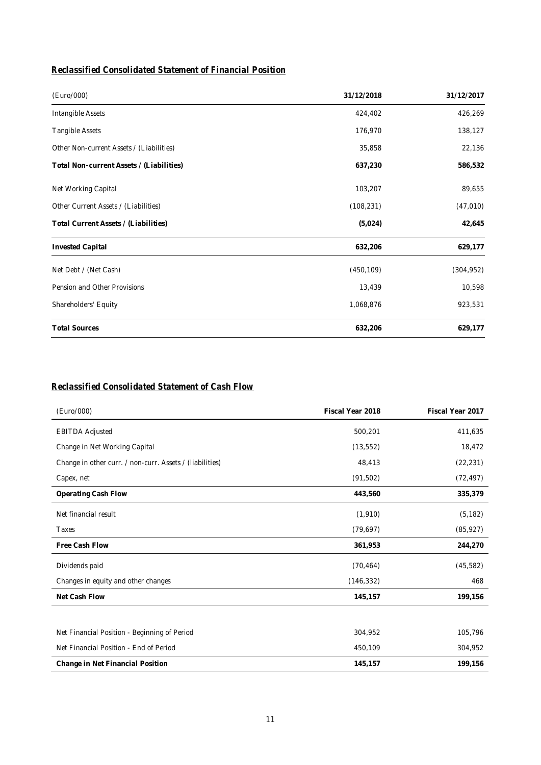## ***Reclassified Consolidated Statement of Financial Position***

| (Euro/000) | **31/12/2018** | **31/12/2017** |
|---|---|---|
| Intangible Assets | 424,402 | 426,269 |
| Tangible Assets | 176,970 | 138,127 |
| Other Non-current Assets / (Liabilities) | 35,858 | 22,136 |
| **Total Non-current Assets / (Liabilities)** | **637,230** | **586,532** |
| Net Working Capital | 103,207 | 89,655 |
| Other Current Assets / (Liabilities) | (108,231) | (47,010) |
| **Total Current Assets / (Liabilities)** | **(5,024)** | **42,645** |
| **Invested Capital** | **632,206** | **629,177** |
| Net Debt / (Net Cash) | (450,109) | (304,952) |
| Pension and Other Provisions | 13,439 | 10,598 |
| Shareholders' Equity | 1,068,876 | 923,531 |
| **Total Sources** | **632,206** | **629,177** |

## ***Reclassified Consolidated Statement of Cash Flow***

| (Euro/000) | **Fiscal Year 2018** | **Fiscal Year 2017** |
|---|---|---|
| EBITDA Adjusted | 500,201 | 411,635 |
| Change in Net Working Capital | (13,552) | 18,472 |
| Change in other curr. / non-curr. Assets / (liabilities) | 48,413 | (22,231) |
| Capex, net | (91,502) | (72,497) |
| **Operating Cash Flow** | **443,560** | **335,379** |
| Net financial result | (1,910) | (5,182) |
| Taxes | (79,697) | (85,927) |
| **Free Cash Flow** | **361,953** | **244,270** |
| Dividends paid | (70,464) | (45,582) |
| Changes in equity and other changes | (146,332) | 468 |
| **Net Cash Flow** | **145,157** | **199,156** |
| | | |
| Net Financial Position - Beginning of Period | 304,952 | 105,796 |
| Net Financial Position - End of Period | 450,109 | 304,952 |
| **Change in Net Financial Position** | **145,157** | **199,156** |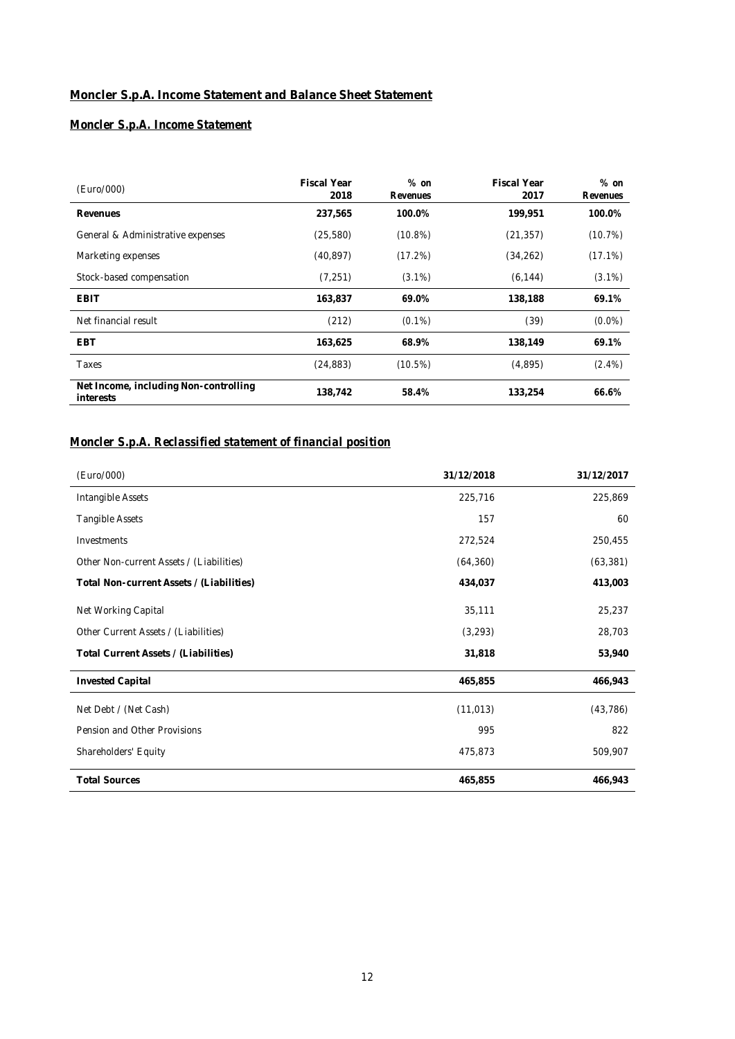## Moncler S.p.A. Income Statement and Balance Sheet Statement

### *Moncler S.p.A. Income Statement*

| (Euro/000) | Fiscal Year 2018 | % on Revenues | Fiscal Year 2017 | % on Revenues |
|---|---|---|---|---|
| **Revenues** | **237,565** | **100.0%** | **199,951** | **100.0%** |
| General & Administrative expenses | (25,580) | (10.8%) | (21,357) | (10.7%) |
| Marketing expenses | (40,897) | (17.2%) | (34,262) | (17.1%) |
| Stock-based compensation | (7,251) | (3.1%) | (6,144) | (3.1%) |
| **EBIT** | **163,837** | **69.0%** | **138,188** | **69.1%** |
| Net financial result | (212) | (0.1%) | (39) | (0.0%) |
| **EBT** | **163,625** | **68.9%** | **138,149** | **69.1%** |
| Taxes | (24,883) | (10.5%) | (4,895) | (2.4%) |
| **Net Income, including Non-controlling interests** | **138,742** | **58.4%** | **133,254** | **66.6%** |

### *Moncler S.p.A. Reclassified statement of financial position*

| (Euro/000) | 31/12/2018 | 31/12/2017 |
|---|---|---|
| Intangible Assets | 225,716 | 225,869 |
| Tangible Assets | 157 | 60 |
| Investments | 272,524 | 250,455 |
| Other Non-current Assets / (Liabilities) | (64,360) | (63,381) |
| **Total Non-current Assets / (Liabilities)** | **434,037** | **413,003** |
| Net Working Capital | 35,111 | 25,237 |
| Other Current Assets / (Liabilities) | (3,293) | 28,703 |
| **Total Current Assets / (Liabilities)** | **31,818** | **53,940** |
| **Invested Capital** | **465,855** | **466,943** |
| Net Debt / (Net Cash) | (11,013) | (43,786) |
| Pension and Other Provisions | 995 | 822 |
| Shareholders' Equity | 475,873 | 509,907 |
| **Total Sources** | **465,855** | **466,943** |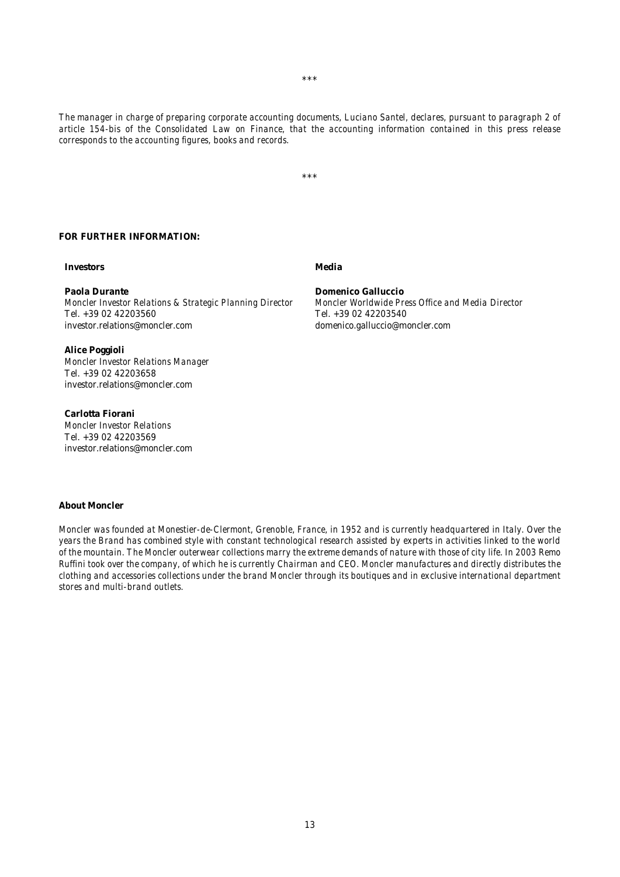\*\*\*

*The manager in charge of preparing corporate accounting documents, Luciano Santel, declares, pursuant to paragraph 2 of article 154-bis of the Consolidated Law on Finance, that the accounting information contained in this press release corresponds to the accounting figures, books and records.*

\*\*\*

**FOR FURTHER INFORMATION:**

**Investors**

**Paola Durante**
*Moncler Investor Relations & Strategic Planning Director*
Tel. +39 02 42203560
investor.relations@moncler.com

**Alice Poggioli**
*Moncler Investor Relations Manager*
Tel. +39 02 42203658
investor.relations@moncler.com

**Carlotta Fiorani**
*Moncler Investor Relations*
Tel. +39 02 42203569
investor.relations@moncler.com

**Media**

**Domenico Galluccio**
*Moncler Worldwide Press Office and Media Director*
Tel. +39 02 42203540
domenico.galluccio@moncler.com

**About Moncler**

*Moncler was founded at Monestier-de-Clermont, Grenoble, France, in 1952 and is currently headquartered in Italy. Over the years the Brand has combined style with constant technological research assisted by experts in activities linked to the world of the mountain. The Moncler outerwear collections marry the extreme demands of nature with those of city life. In 2003 Remo Ruffini took over the company, of which he is currently Chairman and CEO. Moncler manufactures and directly distributes the clothing and accessories collections under the brand Moncler through its boutiques and in exclusive international department stores and multi-brand outlets.*